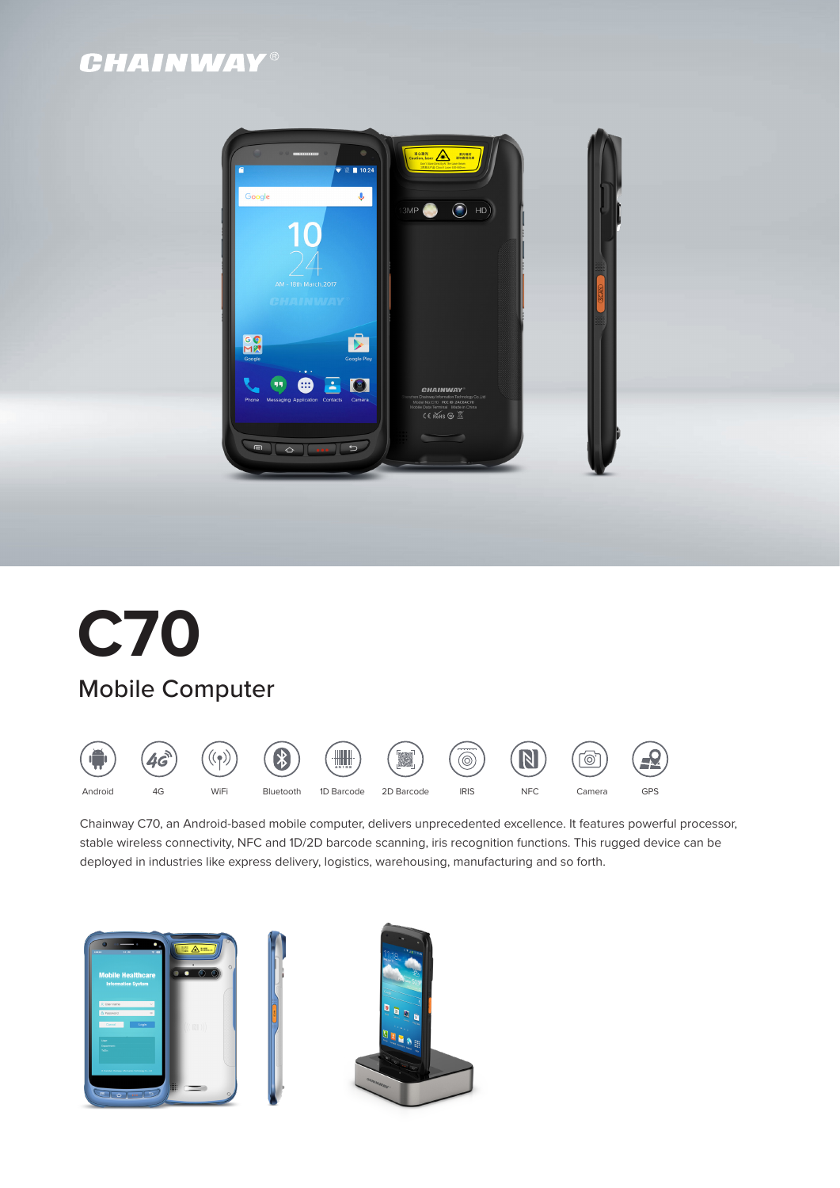# C70

## Mobile Computer

Android | 4G | WiFi | Bluetooth | 1D Barcode | 2D Barcode | IRIS | NFC | Camera | GPS

Chainway C70, an Android-based mobile computer, delivers unprecedented excellence. It features powerful processor, stable wireless connectivity, NFC and 1D/2D barcode scanning, iris recognition functions. This rugged device can be deployed in industries like express delivery, logistics, warehousing, manufacturing and so forth.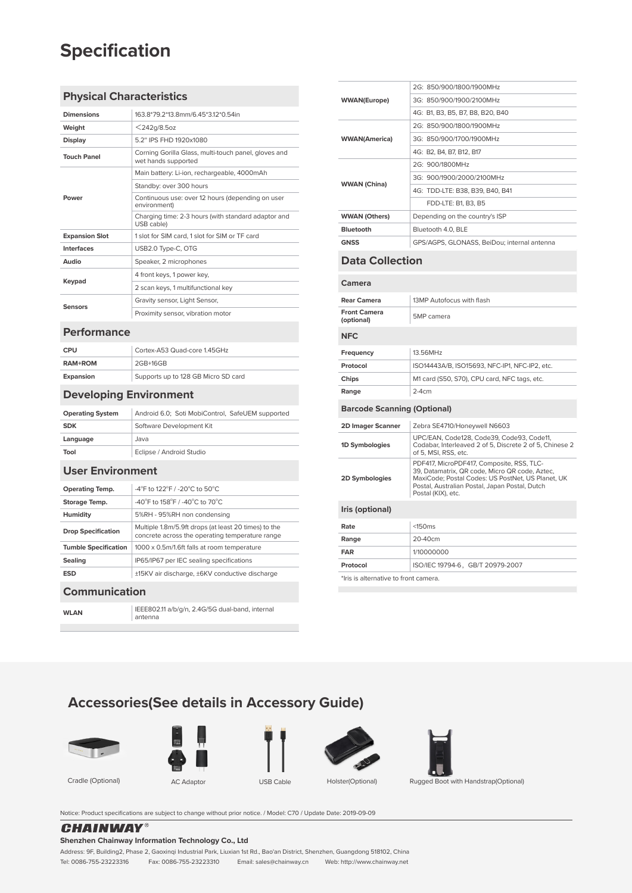# Specification

## Physical Characteristics

| | |
|---|---|
| **Dimensions** | 163.8*79.2*13.8mm/6.45*3.12*0.54in |
| **Weight** | <242g/8.5oz |
| **Display** | 5.2" IPS FHD 1920x1080 |
| **Touch Panel** | Corning Gorilla Glass, multi-touch panel, gloves and wet hands supported |
| **Power** | Main battery: Li-ion, rechargeable, 4000mAh |
| | Standby: over 300 hours |
| | Continuous use: over 12 hours (depending on user environment) |
| | Charging time: 2-3 hours (with standard adaptor and USB cable) |
| **Expansion Slot** | 1 slot for SIM card, 1 slot for SIM or TF card |
| **Interfaces** | USB2.0 Type-C, OTG |
| **Audio** | Speaker, 2 microphones |
| **Keypad** | 4 front keys, 1 power key, |
| | 2 scan keys, 1 multifunctional key |
| **Sensors** | Gravity sensor, Light Sensor, |
| | Proximity sensor, vibration motor |

## Performance

| | |
|---|---|
| **CPU** | Cortex-A53 Quad-core 1.45GHz |
| **RAM+ROM** | 2GB+16GB |
| **Expansion** | Supports up to 128 GB Micro SD card |

## Developing Environment

| | |
|---|---|
| **Operating System** | Android 6.0; Soti MobiControl, SafeUEM supported |
| **SDK** | Software Development Kit |
| **Language** | Java |
| **Tool** | Eclipse / Android Studio |

## User Environment

| | |
|---|---|
| **Operating Temp.** | -4°F to 122°F / -20°C to 50°C |
| **Storage Temp.** | -40°F to 158°F / -40°C to 70°C |
| **Humidity** | 5%RH - 95%RH non condensing |
| **Drop Specification** | Multiple 1.8m/5.9ft drops (at least 20 times) to the concrete across the operating temperature range |
| **Tumble Specification** | 1000 x 0.5m/1.6ft falls at room temperature |
| **Sealing** | IP65/IP67 per IEC sealing specifications |
| **ESD** | ±15KV air discharge, ±6KV conductive discharge |

## Communication

| | |
|---|---|
| **WLAN** | IEEE802.11 a/b/g/n, 2.4G/5G dual-band, internal antenna |
| **WWAN(Europe)** | 2G: 850/900/1800/1900MHz |
| | 3G: 850/900/1900/2100MHz |
| | 4G: B1, B3, B5, B7, B8, B20, B40 |
| **WWAN(America)** | 2G: 850/900/1800/1900MHz |
| | 3G: 850/900/1700/1900MHz |
| | 4G: B2, B4, B7, B12, B17 |
| **WWAN (China)** | 2G: 900/1800MHz |
| | 3G: 900/1900/2000/2100MHz |
| | 4G: TDD-LTE: B38, B39, B40, B41 |
| | FDD-LTE: B1, B3, B5 |
| **WWAN (Others)** | Depending on the country's ISP |
| **Bluetooth** | Bluetooth 4.0, BLE |
| **GNSS** | GPS/AGPS, GLONASS, BeiDou; internal antenna |

## Data Collection

### Camera

| | |
|---|---|
| **Rear Camera** | 13MP Autofocus with flash |
| **Front Camera (optional)** | 5MP camera |

### NFC

| | |
|---|---|
| **Frequency** | 13.56MHz |
| **Protocol** | ISO14443A/B, ISO15693, NFC-IP1, NFC-IP2, etc. |
| **Chips** | M1 card (S50, S70), CPU card, NFC tags, etc. |
| **Range** | 2-4cm |

### Barcode Scanning (Optional)

| | |
|---|---|
| **2D Imager Scanner** | Zebra SE4710/Honeywell N6603 |
| **1D Symbologies** | UPC/EAN, Code128, Code39, Code93, Code11, Codabar, Interleaved 2 of 5, Discrete 2 of 5, Chinese 2 of 5, MSI, RSS, etc. |
| **2D Symbologies** | PDF417, MicroPDF417, Composite, RSS, TLC-39, Datamatrix, QR code, Micro QR code, Aztec, MaxiCode; Postal Codes: US PostNet, US Planet, UK Postal, Australian Postal, Japan Postal, Dutch Postal (KIX), etc. |

### Iris (optional)

| | |
|---|---|
| **Rate** | <150ms |
| **Range** | 20-40cm |
| **FAR** | 1/10000000 |
| **Protocol** | ISO/IEC 19794-6，GB/T 20979-2007 |

*Iris is alternative to front camera.

## Accessories(See details in Accessory Guide)

Cradle (Optional)

AC Adaptor

USB Cable

Holster(Optional)

Rugged Boot with Handstrap(Optional)

Notice: Product specifications are subject to change without prior notice. / Model: C70 / Update Date: 2019-09-09

**CHAINWAY®**

**Shenzhen Chainway Information Technology Co., Ltd**

Address: 9F, Building2, Phase 2, Gaoxinqi Industrial Park, Liuxian 1st Rd., Bao'an District, Shenzhen, Guangdong 518102, China

Tel: 0086-755-23223316 Fax: 0086-755-23223310 Email: sales@chainway.cn Web: http://www.chainway.net